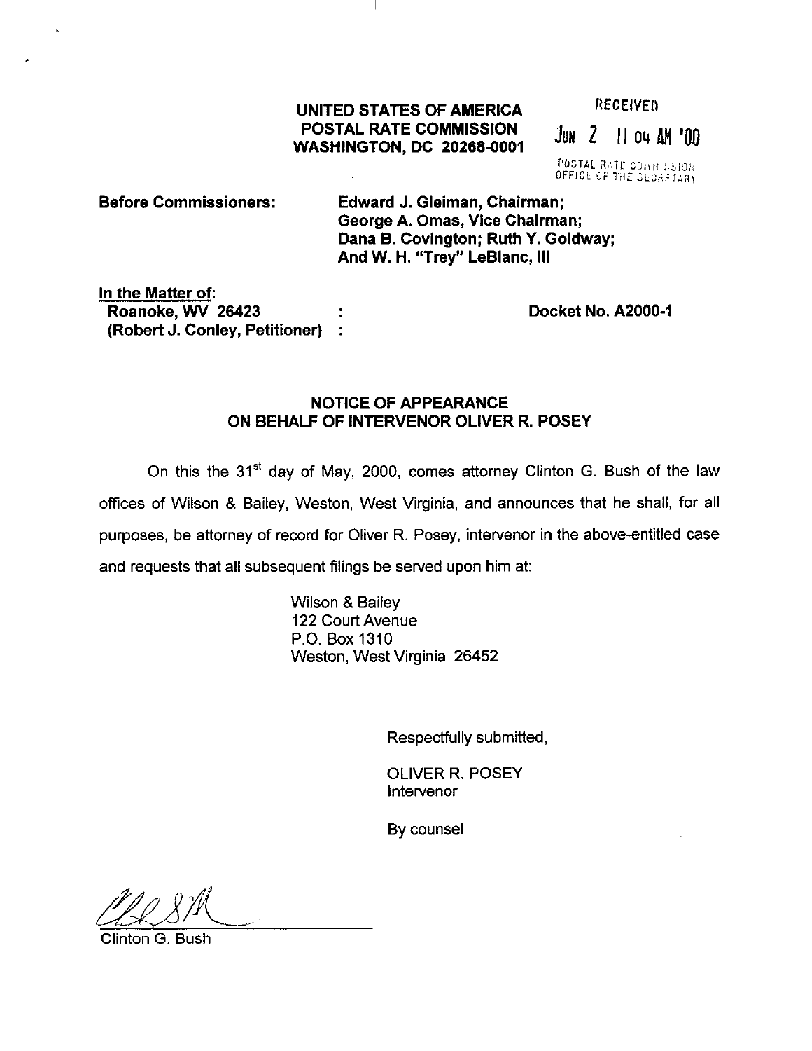**UNITED STATES OF AMERICA**
**POSTAL RATE COMMISSION**
**WASHINGTON, DC 20268-0001**

RECEIVED
JUN 2 11 04 AM '00
POSTAL RATE COMMISSION
OFFICE OF THE SECRETARY

**Before Commissioners:** **Edward J. Gleiman, Chairman;**
**George A. Omas, Vice Chairman;**
**Dana B. Covington; Ruth Y. Goldway;**
**And W. H. "Trey" LeBlanc, III**

**In the Matter of:**
**Roanoke, WV 26423 :**
**(Robert J. Conley, Petitioner) :**

**Docket No. A2000-1**

## NOTICE OF APPEARANCE ON BEHALF OF INTERVENOR OLIVER R. POSEY

On this the 31st day of May, 2000, comes attorney Clinton G. Bush of the law offices of Wilson & Bailey, Weston, West Virginia, and announces that he shall, for all purposes, be attorney of record for Oliver R. Posey, intervenor in the above-entitled case and requests that all subsequent filings be served upon him at:

Wilson & Bailey
122 Court Avenue
P.O. Box 1310
Weston, West Virginia 26452

Respectfully submitted,

OLIVER R. POSEY
Intervenor

By counsel

Clinton G. Bush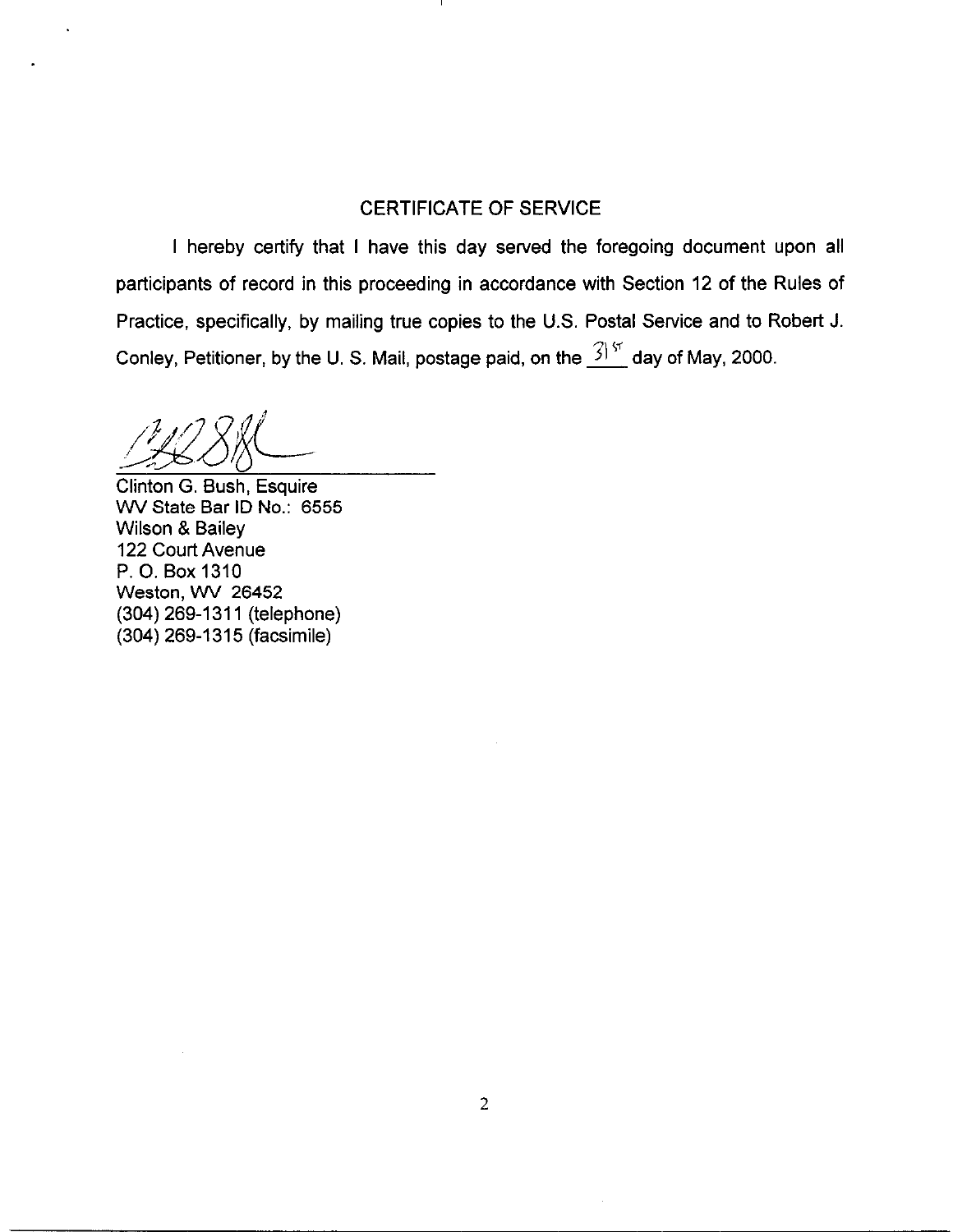## CERTIFICATE OF SERVICE

I hereby certify that I have this day served the foregoing document upon all participants of record in this proceeding in accordance with Section 12 of the Rules of Practice, specifically, by mailing true copies to the U.S. Postal Service and to Robert J. Conley, Petitioner, by the U. S. Mail, postage paid, on the 31st day of May, 2000.

Clinton G. Bush, Esquire
WV State Bar ID No.: 6555
Wilson & Bailey
122 Court Avenue
P. O. Box 1310
Weston, WV 26452
(304) 269-1311 (telephone)
(304) 269-1315 (facsimile)